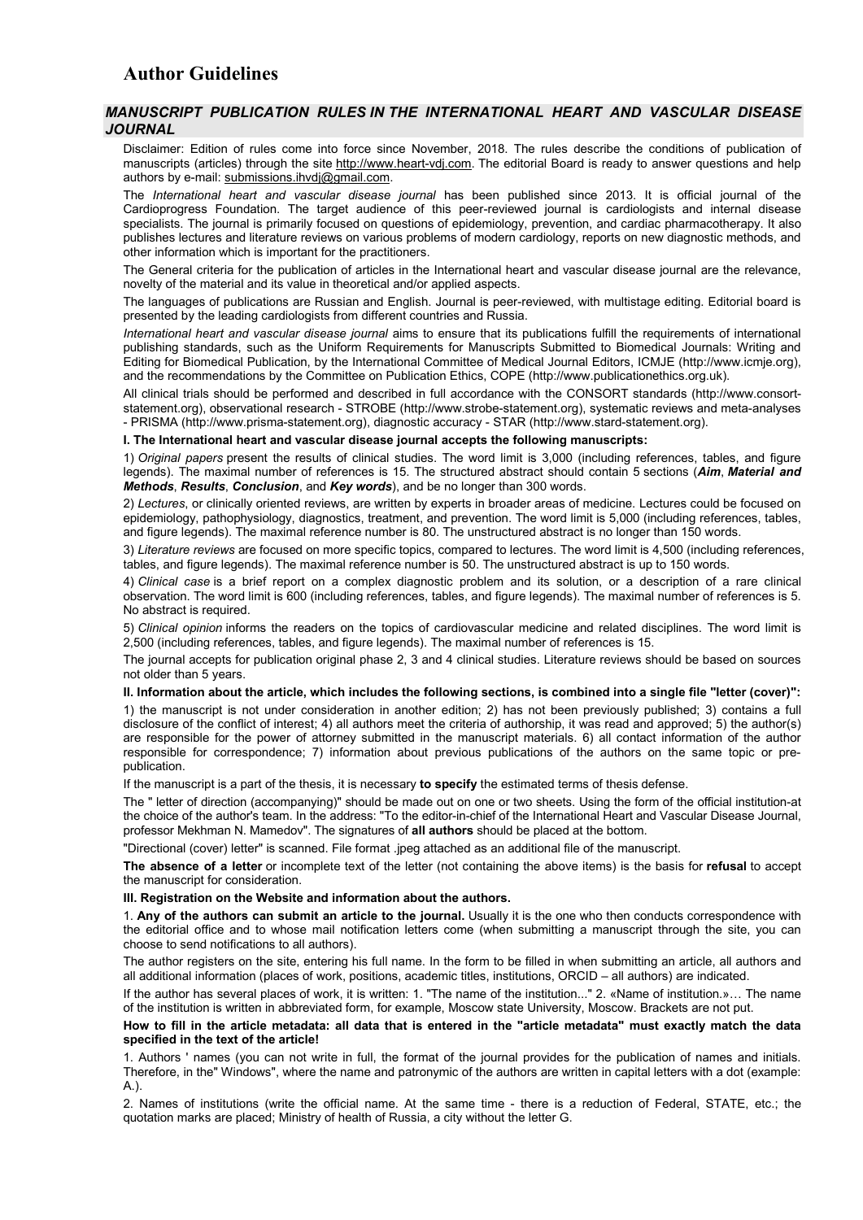# Author Guidelines

## *MANUSCRIPT PUBLICATION RULES IN THE INTERNATIONAL HEART AND VASCULAR DISEASE JOURNAL*

Disclaimer: Edition of rules come into force since November, 2018. The rules describe the conditions of publication of manuscripts (articles) through the site http://www.heart-vdj.com. The editorial Board is ready to answer questions and help authors by e-mail: submissions.ihvdj@gmail.com.

The *International heart and vascular disease journal* has been published since 2013. It is official journal of the Cardioprogress Foundation. The target audience of this peer-reviewed journal is cardiologists and internal disease specialists. The journal is primarily focused on questions of epidemiology, prevention, and cardiac pharmacotherapy. It also publishes lectures and literature reviews on various problems of modern cardiology, reports on new diagnostic methods, and other information which is important for the practitioners.

The General criteria for the publication of articles in the International heart and vascular disease journal are the relevance, novelty of the material and its value in theoretical and/or applied aspects.

The languages of publications are Russian and English. Journal is peer-reviewed, with multistage editing. Editorial board is presented by the leading cardiologists from different countries and Russia.

*International heart and vascular disease journal* aims to ensure that its publications fulfill the requirements of international publishing standards, such as the Uniform Requirements for Manuscripts Submitted to Biomedical Journals: Writing and Editing for Biomedical Publication, by the International Committee of Medical Journal Editors, ICMJE (http://www.icmje.org), and the recommendations by the Committee on Publication Ethics, COPE (http://www.publicationethics.org.uk).

All clinical trials should be performed and described in full accordance with the CONSORT standards (http://www.consort-statement.org), observational research - STROBE (http://www.strobe-statement.org), systematic reviews and meta-analyses - PRISMA (http://www.prisma-statement.org), diagnostic accuracy - STAR (http://www.stard-statement.org).

**I. The International heart and vascular disease journal accepts the following manuscripts:**

1) *Original papers* present the results of clinical studies. The word limit is 3,000 (including references, tables, and figure legends). The maximal number of references is 15. The structured abstract should contain 5 sections (***Aim***, ***Material and Methods***, ***Results***, ***Conclusion***, and ***Key words***), and be no longer than 300 words.

2) *Lectures*, or clinically oriented reviews, are written by experts in broader areas of medicine. Lectures could be focused on epidemiology, pathophysiology, diagnostics, treatment, and prevention. The word limit is 5,000 (including references, tables, and figure legends). The maximal reference number is 80. The unstructured abstract is no longer than 150 words.

3) *Literature reviews* are focused on more specific topics, compared to lectures. The word limit is 4,500 (including references, tables, and figure legends). The maximal reference number is 50. The unstructured abstract is up to 150 words.

4) *Clinical case* is a brief report on a complex diagnostic problem and its solution, or a description of a rare clinical observation. The word limit is 600 (including references, tables, and figure legends). The maximal number of references is 5. No abstract is required.

5) *Clinical opinion* informs the readers on the topics of cardiovascular medicine and related disciplines. The word limit is 2,500 (including references, tables, and figure legends). The maximal number of references is 15.

The journal accepts for publication original phase 2, 3 and 4 clinical studies. Literature reviews should be based on sources not older than 5 years.

**II. Information about the article, which includes the following sections, is combined into a single file "letter (cover)":**

1) the manuscript is not under consideration in another edition; 2) has not been previously published; 3) contains a full disclosure of the conflict of interest; 4) all authors meet the criteria of authorship, it was read and approved; 5) the author(s) are responsible for the power of attorney submitted in the manuscript materials. 6) all contact information of the author responsible for correspondence; 7) information about previous publications of the authors on the same topic or pre-publication.

If the manuscript is a part of the thesis, it is necessary **to specify** the estimated terms of thesis defense.

The " letter of direction (accompanying)" should be made out on one or two sheets. Using the form of the official institution-at the choice of the author's team. In the address: "To the editor-in-chief of the International Heart and Vascular Disease Journal, professor Mekhman N. Mamedov". The signatures of **all authors** should be placed at the bottom.

"Directional (cover) letter" is scanned. File format .jpeg attached as an additional file of the manuscript.

**The absence of a letter** or incomplete text of the letter (not containing the above items) is the basis for **refusal** to accept the manuscript for consideration.

**III. Registration on the Website and information about the authors.**

1. **Any of the authors can submit an article to the journal.** Usually it is the one who then conducts correspondence with the editorial office and to whose mail notification letters come (when submitting a manuscript through the site, you can choose to send notifications to all authors).

The author registers on the site, entering his full name. In the form to be filled in when submitting an article, all authors and all additional information (places of work, positions, academic titles, institutions, ORCID – all authors) are indicated.

If the author has several places of work, it is written: 1. "The name of the institution..." 2. «Name of institution.»… The name of the institution is written in abbreviated form, for example, Moscow state University, Moscow. Brackets are not put.

**How to fill in the article metadata: all data that is entered in the "article metadata" must exactly match the data specified in the text of the article!**

1. Authors ' names (you can not write in full, the format of the journal provides for the publication of names and initials. Therefore, in the" Windows", where the name and patronymic of the authors are written in capital letters with a dot (example: A.).

2. Names of institutions (write the official name. At the same time - there is a reduction of Federal, STATE, etc.; the quotation marks are placed; Ministry of health of Russia, a city without the letter G.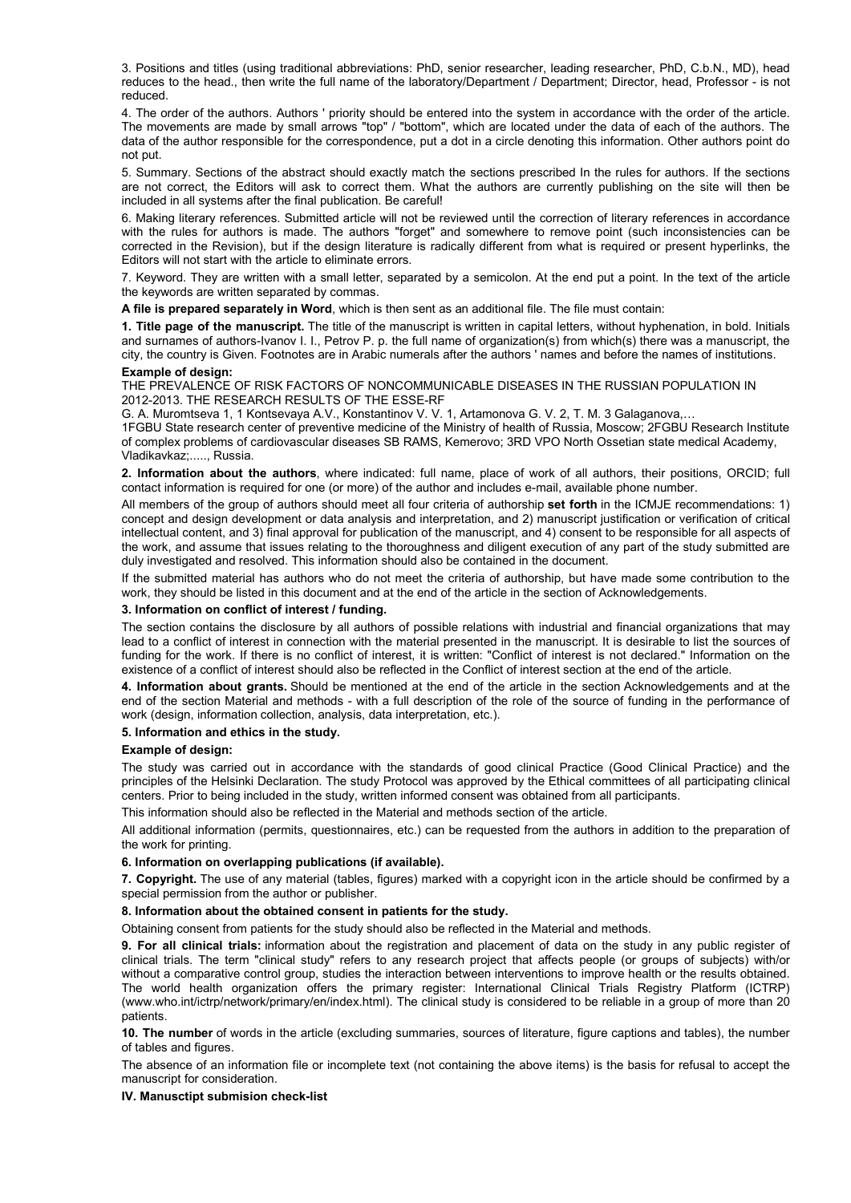3. Positions and titles (using traditional abbreviations: PhD, senior researcher, leading researcher, PhD, C.b.N., MD), head reduces to the head., then write the full name of the laboratory/Department / Department; Director, head, Professor - is not reduced.

4. The order of the authors. Authors ' priority should be entered into the system in accordance with the order of the article. The movements are made by small arrows "top" / "bottom", which are located under the data of each of the authors. The data of the author responsible for the correspondence, put a dot in a circle denoting this information. Other authors point do not put.

5. Summary. Sections of the abstract should exactly match the sections prescribed In the rules for authors. If the sections are not correct, the Editors will ask to correct them. What the authors are currently publishing on the site will then be included in all systems after the final publication. Be careful!

6. Making literary references. Submitted article will not be reviewed until the correction of literary references in accordance with the rules for authors is made. The authors "forget" and somewhere to remove point (such inconsistencies can be corrected in the Revision), but if the design literature is radically different from what is required or present hyperlinks, the Editors will not start with the article to eliminate errors.

7. Keyword. They are written with a small letter, separated by a semicolon. At the end put a point. In the text of the article the keywords are written separated by commas.

**A file is prepared separately in Word**, which is then sent as an additional file. The file must contain:

**1. Title page of the manuscript.** The title of the manuscript is written in capital letters, without hyphenation, in bold. Initials and surnames of authors-Ivanov I. I., Petrov P. p. the full name of organization(s) from which(s) there was a manuscript, the city, the country is Given. Footnotes are in Arabic numerals after the authors ' names and before the names of institutions.

**Example of design:**

THE PREVALENCE OF RISK FACTORS OF NONCOMMUNICABLE DISEASES IN THE RUSSIAN POPULATION IN 2012-2013. THE RESEARCH RESULTS OF THE ESSE-RF

G. A. Muromtseva 1, 1 Kontsevaya A.V., Konstantinov V. V. 1, Artamonova G. V. 2, T. M. 3 Galaganova,…

1FGBU State research center of preventive medicine of the Ministry of health of Russia, Moscow; 2FGBU Research Institute of complex problems of cardiovascular diseases SB RAMS, Kemerovo; 3RD VPO North Ossetian state medical Academy, Vladikavkaz;....., Russia.

**2. Information about the authors**, where indicated: full name, place of work of all authors, their positions, ORCID; full contact information is required for one (or more) of the author and includes e-mail, available phone number.

All members of the group of authors should meet all four criteria of authorship **set forth** in the ICMJE recommendations: 1) concept and design development or data analysis and interpretation, and 2) manuscript justification or verification of critical intellectual content, and 3) final approval for publication of the manuscript, and 4) consent to be responsible for all aspects of the work, and assume that issues relating to the thoroughness and diligent execution of any part of the study submitted are duly investigated and resolved. This information should also be contained in the document.

If the submitted material has authors who do not meet the criteria of authorship, but have made some contribution to the work, they should be listed in this document and at the end of the article in the section of Acknowledgements.

**3. Information on conflict of interest / funding.**

The section contains the disclosure by all authors of possible relations with industrial and financial organizations that may lead to a conflict of interest in connection with the material presented in the manuscript. It is desirable to list the sources of funding for the work. If there is no conflict of interest, it is written: "Conflict of interest is not declared." Information on the existence of a conflict of interest should also be reflected in the Conflict of interest section at the end of the article.

**4. Information about grants.** Should be mentioned at the end of the article in the section Acknowledgements and at the end of the section Material and methods - with a full description of the role of the source of funding in the performance of work (design, information collection, analysis, data interpretation, etc.).

**5. Information and ethics in the study.**

**Example of design:**

The study was carried out in accordance with the standards of good clinical Practice (Good Clinical Practice) and the principles of the Helsinki Declaration. The study Protocol was approved by the Ethical committees of all participating clinical centers. Prior to being included in the study, written informed consent was obtained from all participants.

This information should also be reflected in the Material and methods section of the article.

All additional information (permits, questionnaires, etc.) can be requested from the authors in addition to the preparation of the work for printing.

**6. Information on overlapping publications (if available).**

**7. Copyright.** The use of any material (tables, figures) marked with a copyright icon in the article should be confirmed by a special permission from the author or publisher.

**8. Information about the obtained consent in patients for the study.**

Obtaining consent from patients for the study should also be reflected in the Material and methods.

**9. For all clinical trials:** information about the registration and placement of data on the study in any public register of clinical trials. The term "clinical study" refers to any research project that affects people (or groups of subjects) with/or without a comparative control group, studies the interaction between interventions to improve health or the results obtained. The world health organization offers the primary register: International Clinical Trials Registry Platform (ICTRP) (www.who.int/ictrp/network/primary/en/index.html). The clinical study is considered to be reliable in a group of more than 20 patients.

**10. The number** of words in the article (excluding summaries, sources of literature, figure captions and tables), the number of tables and figures.

The absence of an information file or incomplete text (not containing the above items) is the basis for refusal to accept the manuscript for consideration.

**IV. Manusctipt submision check-list**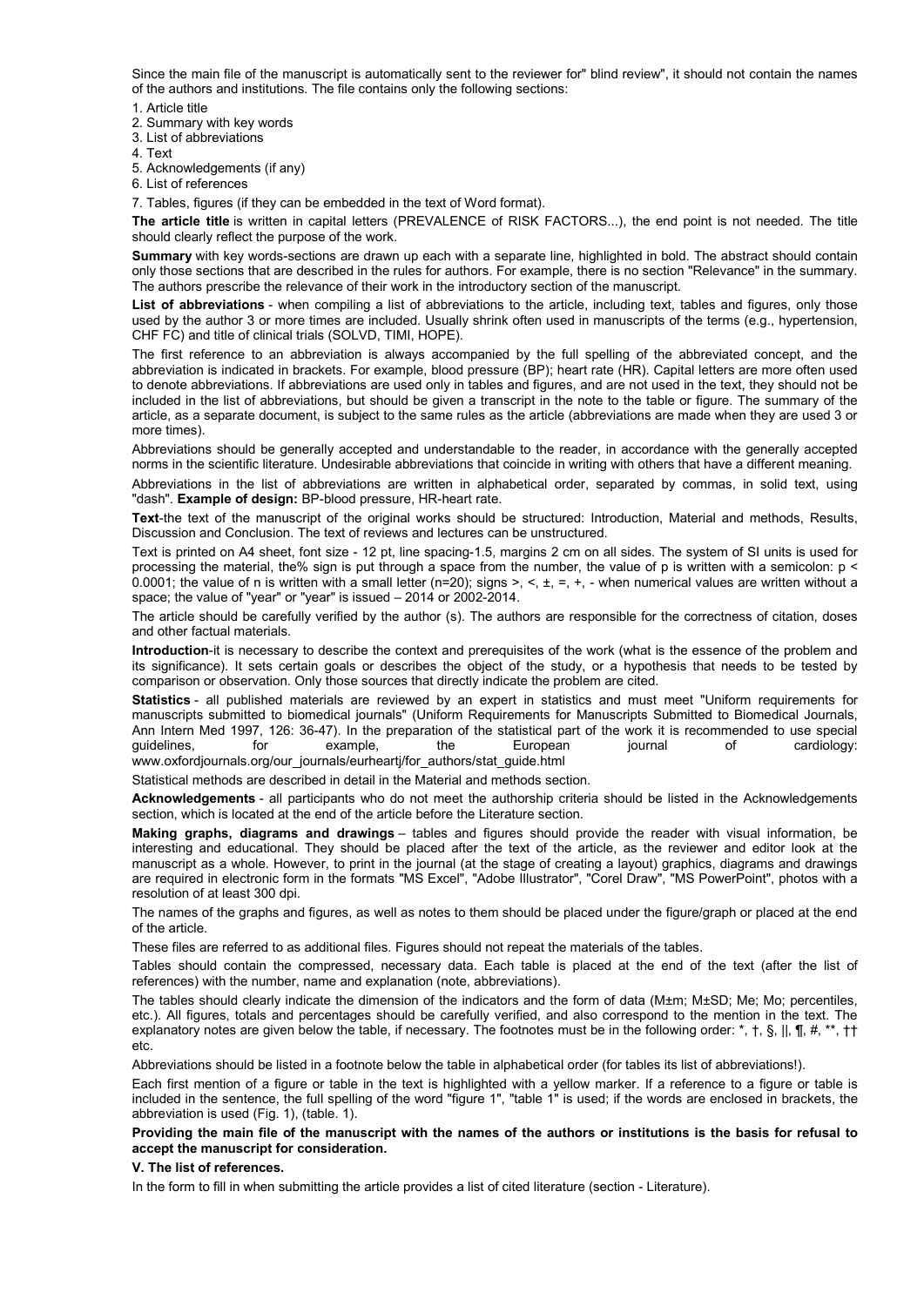Since the main file of the manuscript is automatically sent to the reviewer for" blind review", it should not contain the names of the authors and institutions. The file contains only the following sections:

1. Article title
2. Summary with key words
3. List of abbreviations
4. Text
5. Acknowledgements (if any)
6. List of references
7. Tables, figures (if they can be embedded in the text of Word format).

**The article title** is written in capital letters (PREVALENCE of RISK FACTORS...), the end point is not needed. The title should clearly reflect the purpose of the work.

**Summary** with key words-sections are drawn up each with a separate line, highlighted in bold. The abstract should contain only those sections that are described in the rules for authors. For example, there is no section "Relevance" in the summary. The authors prescribe the relevance of their work in the introductory section of the manuscript.

**List of abbreviations** - when compiling a list of abbreviations to the article, including text, tables and figures, only those used by the author 3 or more times are included. Usually shrink often used in manuscripts of the terms (e.g., hypertension, CHF FC) and title of clinical trials (SOLVD, TIMI, HOPE).

The first reference to an abbreviation is always accompanied by the full spelling of the abbreviated concept, and the abbreviation is indicated in brackets. For example, blood pressure (BP); heart rate (HR). Capital letters are more often used to denote abbreviations. If abbreviations are used only in tables and figures, and are not used in the text, they should not be included in the list of abbreviations, but should be given a transcript in the note to the table or figure. The summary of the article, as a separate document, is subject to the same rules as the article (abbreviations are made when they are used 3 or more times).

Abbreviations should be generally accepted and understandable to the reader, in accordance with the generally accepted norms in the scientific literature. Undesirable abbreviations that coincide in writing with others that have a different meaning.

Abbreviations in the list of abbreviations are written in alphabetical order, separated by commas, in solid text, using "dash". **Example of design:** BP-blood pressure, HR-heart rate.

**Text**-the text of the manuscript of the original works should be structured: Introduction, Material and methods, Results, Discussion and Conclusion. The text of reviews and lectures can be unstructured.

Text is printed on A4 sheet, font size - 12 pt, line spacing-1.5, margins 2 cm on all sides. The system of SI units is used for processing the material, the% sign is put through a space from the number, the value of p is written with a semicolon: p < 0.0001; the value of n is written with a small letter (n=20); signs >, <, ±, =, +, - when numerical values are written without a space; the value of "year" or "year" is issued – 2014 or 2002-2014.

The article should be carefully verified by the author (s). The authors are responsible for the correctness of citation, doses and other factual materials.

**Introduction**-it is necessary to describe the context and prerequisites of the work (what is the essence of the problem and its significance). It sets certain goals or describes the object of the study, or a hypothesis that needs to be tested by comparison or observation. Only those sources that directly indicate the problem are cited.

**Statistics** - all published materials are reviewed by an expert in statistics and must meet "Uniform requirements for manuscripts submitted to biomedical journals" (Uniform Requirements for Manuscripts Submitted to Biomedical Journals, Ann Intern Med 1997, 126: 36-47). In the preparation of the statistical part of the work it is recommended to use special guidelines, for example, the European journal of cardiology: www.oxfordjournals.org/our_journals/eurheartj/for_authors/stat_guide.html

Statistical methods are described in detail in the Material and methods section.

**Acknowledgements** - all participants who do not meet the authorship criteria should be listed in the Acknowledgements section, which is located at the end of the article before the Literature section.

**Making graphs, diagrams and drawings** – tables and figures should provide the reader with visual information, be interesting and educational. They should be placed after the text of the article, as the reviewer and editor look at the manuscript as a whole. However, to print in the journal (at the stage of creating a layout) graphics, diagrams and drawings are required in electronic form in the formats "MS Excel", "Adobe Illustrator", "Corel Draw", "MS PowerPoint", photos with a resolution of at least 300 dpi.

The names of the graphs and figures, as well as notes to them should be placed under the figure/graph or placed at the end of the article.

These files are referred to as additional files. Figures should not repeat the materials of the tables.

Tables should contain the compressed, necessary data. Each table is placed at the end of the text (after the list of references) with the number, name and explanation (note, abbreviations).

The tables should clearly indicate the dimension of the indicators and the form of data (M±m; M±SD; Me; Mo; percentiles, etc.). All figures, totals and percentages should be carefully verified, and also correspond to the mention in the text. The explanatory notes are given below the table, if necessary. The footnotes must be in the following order: *, †, §, ||, ¶, #, **, †† etc.

Abbreviations should be listed in a footnote below the table in alphabetical order (for tables its list of abbreviations!).

Each first mention of a figure or table in the text is highlighted with a yellow marker. If a reference to a figure or table is included in the sentence, the full spelling of the word "figure 1", "table 1" is used; if the words are enclosed in brackets, the abbreviation is used (Fig. 1), (table. 1).

**Providing the main file of the manuscript with the names of the authors or institutions is the basis for refusal to accept the manuscript for consideration.**

**V. The list of references.**

In the form to fill in when submitting the article provides a list of cited literature (section - Literature).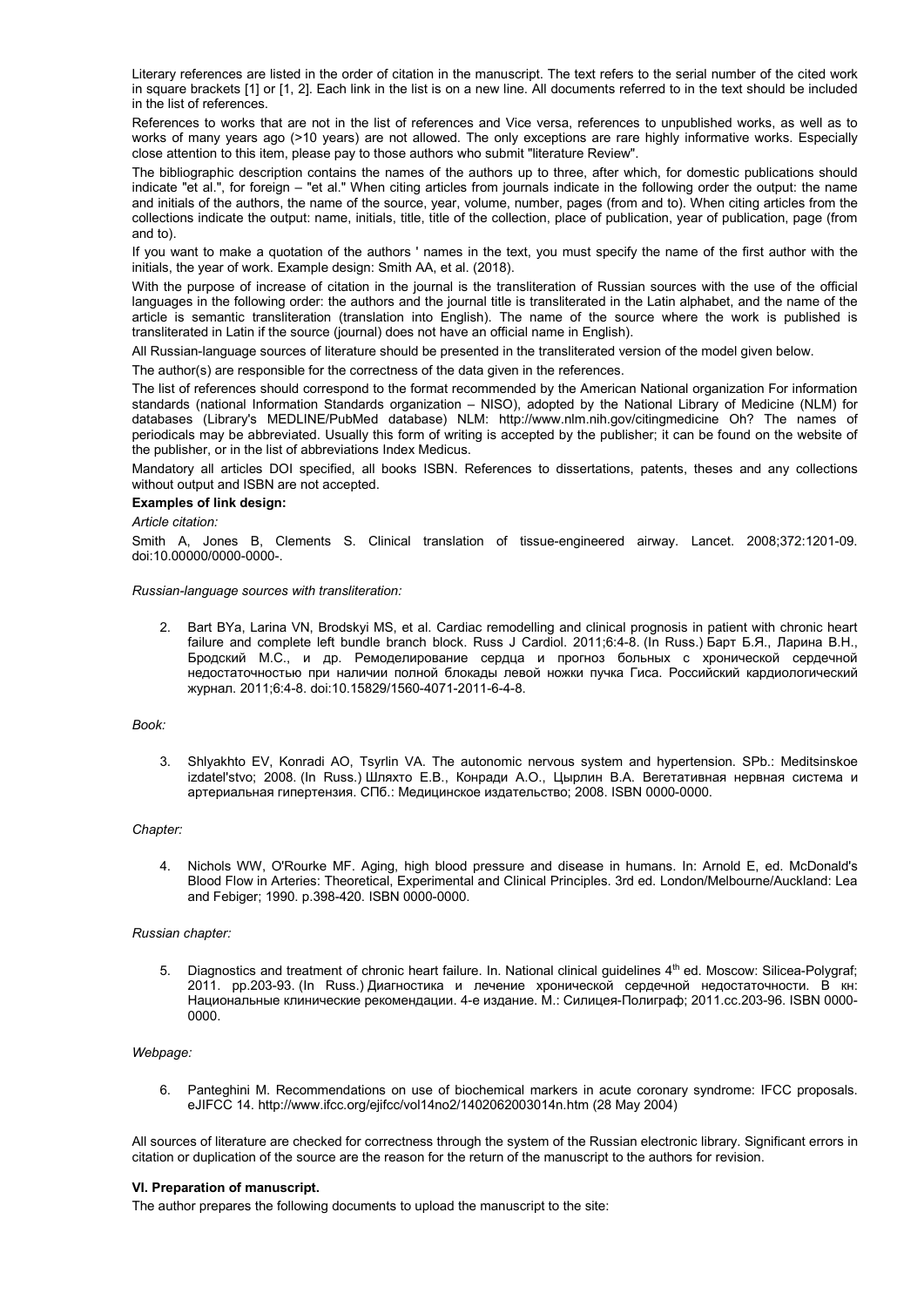Literary references are listed in the order of citation in the manuscript. The text refers to the serial number of the cited work in square brackets [1] or [1, 2]. Each link in the list is on a new line. All documents referred to in the text should be included in the list of references.

References to works that are not in the list of references and Vice versa, references to unpublished works, as well as to works of many years ago (>10 years) are not allowed. The only exceptions are rare highly informative works. Especially close attention to this item, please pay to those authors who submit "literature Review".

The bibliographic description contains the names of the authors up to three, after which, for domestic publications should indicate "et al.", for foreign – "et al." When citing articles from journals indicate in the following order the output: the name and initials of the authors, the name of the source, year, volume, number, pages (from and to). When citing articles from the collections indicate the output: name, initials, title, title of the collection, place of publication, year of publication, page (from and to).

If you want to make a quotation of the authors ' names in the text, you must specify the name of the first author with the initials, the year of work. Example design: Smith AA, et al. (2018).

With the purpose of increase of citation in the journal is the transliteration of Russian sources with the use of the official languages in the following order: the authors and the journal title is transliterated in the Latin alphabet, and the name of the article is semantic transliteration (translation into English). The name of the source where the work is published is transliterated in Latin if the source (journal) does not have an official name in English).

All Russian-language sources of literature should be presented in the transliterated version of the model given below.

The author(s) are responsible for the correctness of the data given in the references.

The list of references should correspond to the format recommended by the American National organization For information standards (national Information Standards organization – NISO), adopted by the National Library of Medicine (NLM) for databases (Library's MEDLINE/PubMed database) NLM: http://www.nlm.nih.gov/citingmedicine Oh? The names of periodicals may be abbreviated. Usually this form of writing is accepted by the publisher; it can be found on the website of the publisher, or in the list of abbreviations Index Medicus.

Mandatory all articles DOI specified, all books ISBN. References to dissertations, patents, theses and any collections without output and ISBN are not accepted.

**Examples of link design:**

*Article citation:*

Smith A, Jones B, Clements S. Clinical translation of tissue-engineered airway. Lancet. 2008;372:1201-09. doi:10.00000/0000-0000-.

*Russian-language sources with transliteration:*

2. Bart BYa, Larina VN, Brodskyi MS, et al. Cardiac remodelling and clinical prognosis in patient with chronic heart failure and complete left bundle branch block. Russ J Cardiol. 2011;6:4-8. (In Russ.) Барт Б.Я., Ларина В.Н., Бродский М.С., и др. Ремоделирование сердца и прогноз больных с хронической сердечной недостаточностью при наличии полной блокады левой ножки пучка Гиса. Российский кардиологический журнал. 2011;6:4-8. doi:10.15829/1560-4071-2011-6-4-8.

*Book:*

3. Shlyakhto EV, Konradi AO, Tsyrlin VA. The autonomic nervous system and hypertension. SPb.: Meditsinskoe izdatel'stvo; 2008. (In Russ.) Шляхто Е.В., Конради А.О., Цырлин В.А. Вегетативная нервная система и артериальная гипертензия. СПб.: Медицинское издательство; 2008. ISBN 0000-0000.

*Chapter:*

4. Nichols WW, O'Rourke MF. Aging, high blood pressure and disease in humans. In: Arnold E, ed. McDonald's Blood Flow in Arteries: Theoretical, Experimental and Clinical Principles. 3rd ed. London/Melbourne/Auckland: Lea and Febiger; 1990. p.398-420. ISBN 0000-0000.

*Russian chapter:*

5. Diagnostics and treatment of chronic heart failure. In. National clinical guidelines 4th ed. Moscow: Silicea-Polygraf; 2011. pp.203-93. (In Russ.) Диагностика и лечение хронической сердечной недостаточности. В кн: Национальные клинические рекомендации. 4-е издание. М.: Силицея-Полиграф; 2011.сс.203-96. ISBN 0000-0000.

*Webpage:*

6. Panteghini M. Recommendations on use of biochemical markers in acute coronary syndrome: IFCC proposals. eJIFCC 14. http://www.ifcc.org/ejifcc/vol14no2/1402062003014n.htm (28 May 2004)

All sources of literature are checked for correctness through the system of the Russian electronic library. Significant errors in citation or duplication of the source are the reason for the return of the manuscript to the authors for revision.

**VI. Preparation of manuscript.**

The author prepares the following documents to upload the manuscript to the site: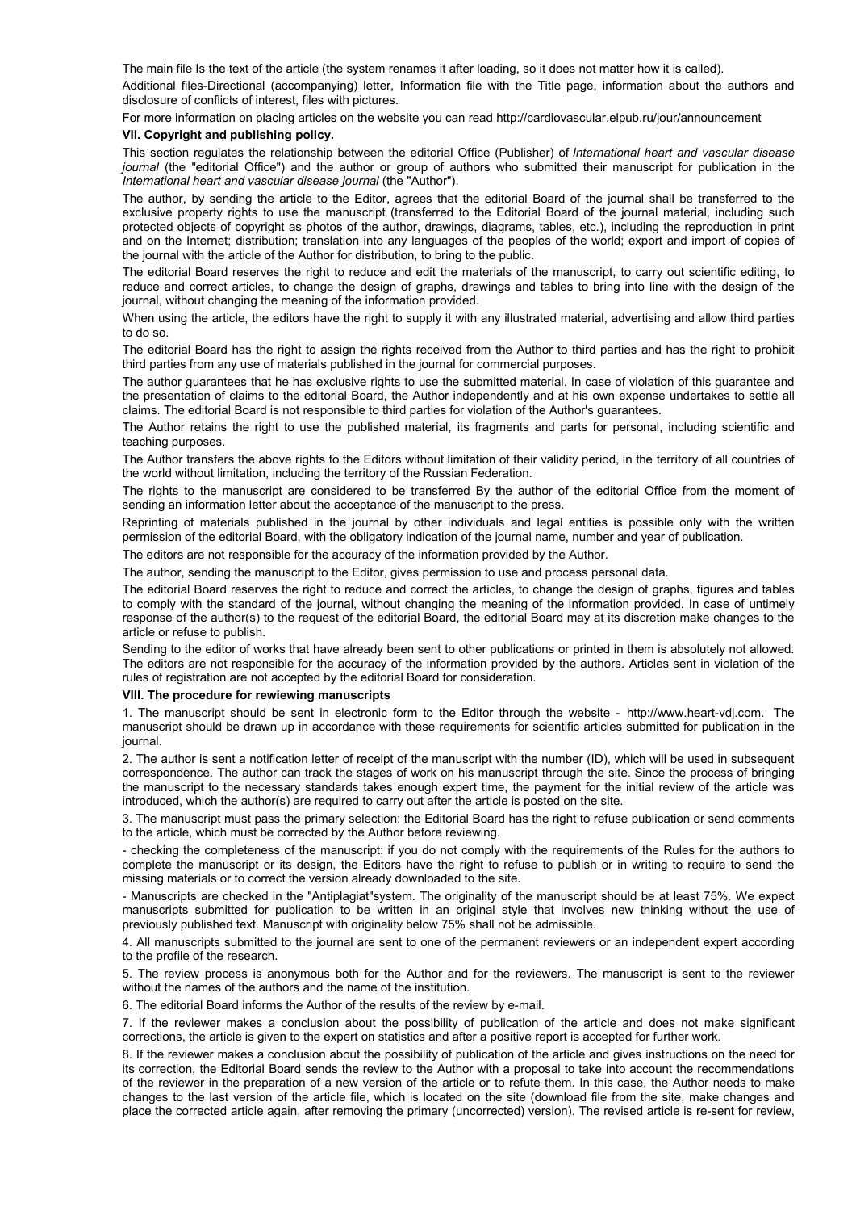The main file Is the text of the article (the system renames it after loading, so it does not matter how it is called).

Additional files-Directional (accompanying) letter, Information file with the Title page, information about the authors and disclosure of conflicts of interest, files with pictures.

For more information on placing articles on the website you can read http://cardiovascular.elpub.ru/jour/announcement

### VII. Copyright and publishing policy.

This section regulates the relationship between the editorial Office (Publisher) of *International heart and vascular disease journal* (the "editorial Office") and the author or group of authors who submitted their manuscript for publication in the *International heart and vascular disease journal* (the "Author").

The author, by sending the article to the Editor, agrees that the editorial Board of the journal shall be transferred to the exclusive property rights to use the manuscript (transferred to the Editorial Board of the journal material, including such protected objects of copyright as photos of the author, drawings, diagrams, tables, etc.), including the reproduction in print and on the Internet; distribution; translation into any languages of the peoples of the world; export and import of copies of the journal with the article of the Author for distribution, to bring to the public.

The editorial Board reserves the right to reduce and edit the materials of the manuscript, to carry out scientific editing, to reduce and correct articles, to change the design of graphs, drawings and tables to bring into line with the design of the journal, without changing the meaning of the information provided.

When using the article, the editors have the right to supply it with any illustrated material, advertising and allow third parties to do so.

The editorial Board has the right to assign the rights received from the Author to third parties and has the right to prohibit third parties from any use of materials published in the journal for commercial purposes.

The author guarantees that he has exclusive rights to use the submitted material. In case of violation of this guarantee and the presentation of claims to the editorial Board, the Author independently and at his own expense undertakes to settle all claims. The editorial Board is not responsible to third parties for violation of the Author's guarantees.

The Author retains the right to use the published material, its fragments and parts for personal, including scientific and teaching purposes.

The Author transfers the above rights to the Editors without limitation of their validity period, in the territory of all countries of the world without limitation, including the territory of the Russian Federation.

The rights to the manuscript are considered to be transferred By the author of the editorial Office from the moment of sending an information letter about the acceptance of the manuscript to the press.

Reprinting of materials published in the journal by other individuals and legal entities is possible only with the written permission of the editorial Board, with the obligatory indication of the journal name, number and year of publication.

The editors are not responsible for the accuracy of the information provided by the Author.

The author, sending the manuscript to the Editor, gives permission to use and process personal data.

The editorial Board reserves the right to reduce and correct the articles, to change the design of graphs, figures and tables to comply with the standard of the journal, without changing the meaning of the information provided. In case of untimely response of the author(s) to the request of the editorial Board, the editorial Board may at its discretion make changes to the article or refuse to publish.

Sending to the editor of works that have already been sent to other publications or printed in them is absolutely not allowed. The editors are not responsible for the accuracy of the information provided by the authors. Articles sent in violation of the rules of registration are not accepted by the editorial Board for consideration.

### VIII. The procedure for rewiewing manuscripts

1. The manuscript should be sent in electronic form to the Editor through the website - http://www.heart-vdj.com. The manuscript should be drawn up in accordance with these requirements for scientific articles submitted for publication in the journal.

2. The author is sent a notification letter of receipt of the manuscript with the number (ID), which will be used in subsequent correspondence. The author can track the stages of work on his manuscript through the site. Since the process of bringing the manuscript to the necessary standards takes enough expert time, the payment for the initial review of the article was introduced, which the author(s) are required to carry out after the article is posted on the site.

3. The manuscript must pass the primary selection: the Editorial Board has the right to refuse publication or send comments to the article, which must be corrected by the Author before reviewing.

- checking the completeness of the manuscript: if you do not comply with the requirements of the Rules for the authors to complete the manuscript or its design, the Editors have the right to refuse to publish or in writing to require to send the missing materials or to correct the version already downloaded to the site.

- Manuscripts are checked in the "Antiplagiat"system. The originality of the manuscript should be at least 75%. We expect manuscripts submitted for publication to be written in an original style that involves new thinking without the use of previously published text. Manuscript with originality below 75% shall not be admissible.

4. All manuscripts submitted to the journal are sent to one of the permanent reviewers or an independent expert according to the profile of the research.

5. The review process is anonymous both for the Author and for the reviewers. The manuscript is sent to the reviewer without the names of the authors and the name of the institution.

6. The editorial Board informs the Author of the results of the review by e-mail.

7. If the reviewer makes a conclusion about the possibility of publication of the article and does not make significant corrections, the article is given to the expert on statistics and after a positive report is accepted for further work.

8. If the reviewer makes a conclusion about the possibility of publication of the article and gives instructions on the need for its correction, the Editorial Board sends the review to the Author with a proposal to take into account the recommendations of the reviewer in the preparation of a new version of the article or to refute them. In this case, the Author needs to make changes to the last version of the article file, which is located on the site (download file from the site, make changes and place the corrected article again, after removing the primary (uncorrected) version). The revised article is re-sent for review,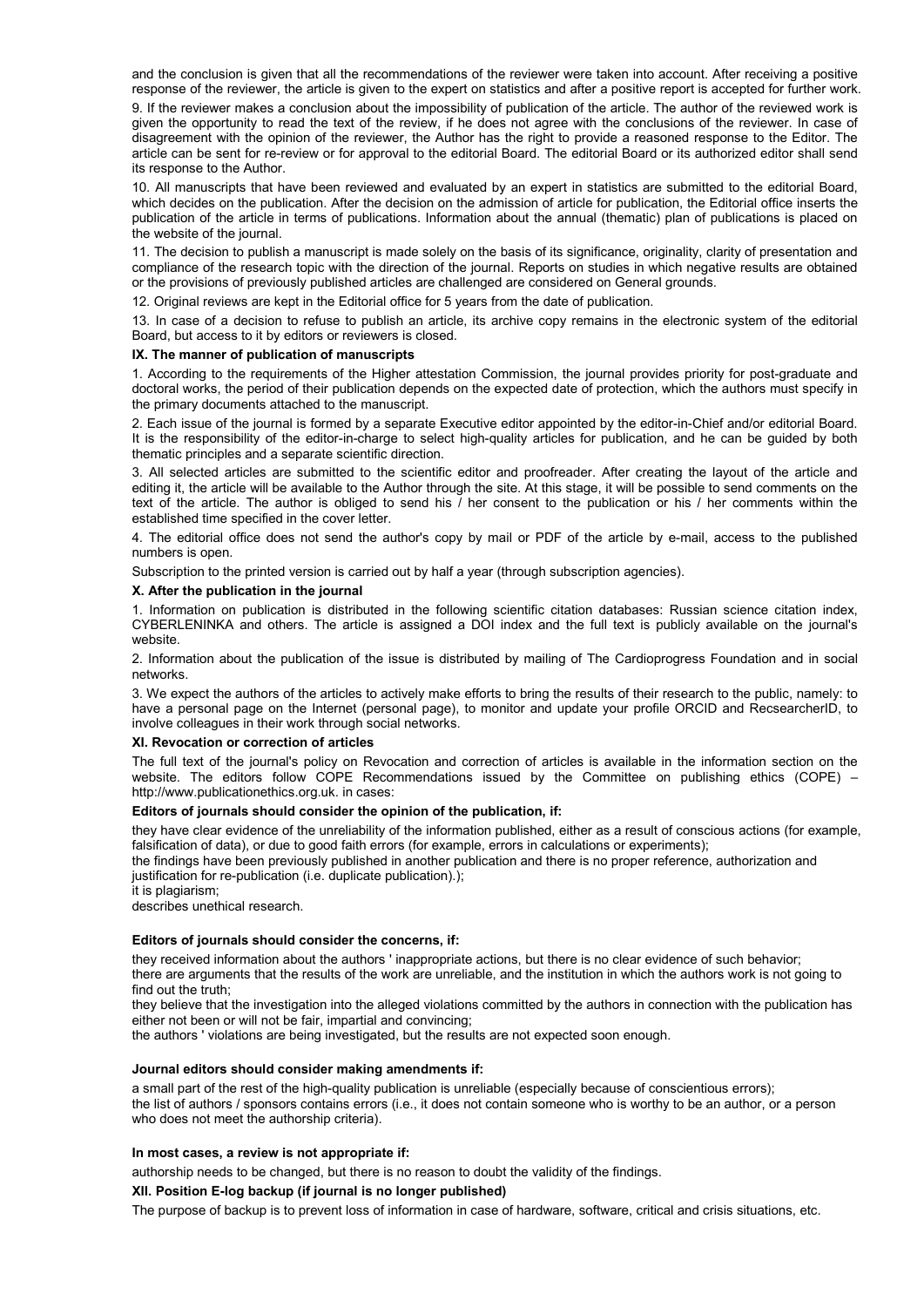and the conclusion is given that all the recommendations of the reviewer were taken into account. After receiving a positive response of the reviewer, the article is given to the expert on statistics and after a positive report is accepted for further work.

9. If the reviewer makes a conclusion about the impossibility of publication of the article. The author of the reviewed work is given the opportunity to read the text of the review, if he does not agree with the conclusions of the reviewer. In case of disagreement with the opinion of the reviewer, the Author has the right to provide a reasoned response to the Editor. The article can be sent for re-review or for approval to the editorial Board. The editorial Board or its authorized editor shall send its response to the Author.

10. All manuscripts that have been reviewed and evaluated by an expert in statistics are submitted to the editorial Board, which decides on the publication. After the decision on the admission of article for publication, the Editorial office inserts the publication of the article in terms of publications. Information about the annual (thematic) plan of publications is placed on the website of the journal.

11. The decision to publish a manuscript is made solely on the basis of its significance, originality, clarity of presentation and compliance of the research topic with the direction of the journal. Reports on studies in which negative results are obtained or the provisions of previously published articles are challenged are considered on General grounds.

12. Original reviews are kept in the Editorial office for 5 years from the date of publication.

13. In case of a decision to refuse to publish an article, its archive copy remains in the electronic system of the editorial Board, but access to it by editors or reviewers is closed.

**IX. The manner of publication of manuscripts**

1. According to the requirements of the Higher attestation Commission, the journal provides priority for post-graduate and doctoral works, the period of their publication depends on the expected date of protection, which the authors must specify in the primary documents attached to the manuscript.

2. Each issue of the journal is formed by a separate Executive editor appointed by the editor-in-Chief and/or editorial Board. It is the responsibility of the editor-in-charge to select high-quality articles for publication, and he can be guided by both thematic principles and a separate scientific direction.

3. All selected articles are submitted to the scientific editor and proofreader. After creating the layout of the article and editing it, the article will be available to the Author through the site. At this stage, it will be possible to send comments on the text of the article. The author is obliged to send his / her consent to the publication or his / her comments within the established time specified in the cover letter.

4. The editorial office does not send the author's copy by mail or PDF of the article by e-mail, access to the published numbers is open.

Subscription to the printed version is carried out by half a year (through subscription agencies).

**X. After the publication in the journal**

1. Information on publication is distributed in the following scientific citation databases: Russian science citation index, CYBERLENINKA and others. The article is assigned a DOI index and the full text is publicly available on the journal's website.

2. Information about the publication of the issue is distributed by mailing of The Cardioprogress Foundation and in social networks.

3. We expect the authors of the articles to actively make efforts to bring the results of their research to the public, namely: to have a personal page on the Internet (personal page), to monitor and update your profile ORCID and RecsearcherID, to involve colleagues in their work through social networks.

**XI. Revocation or correction of articles**

The full text of the journal's policy on Revocation and correction of articles is available in the information section on the website. The editors follow COPE Recommendations issued by the Committee on publishing ethics (COPE) – http://www.publicationethics.org.uk. in cases:

**Editors of journals should consider the opinion of the publication, if:**

they have clear evidence of the unreliability of the information published, either as a result of conscious actions (for example, falsification of data), or due to good faith errors (for example, errors in calculations or experiments);
the findings have been previously published in another publication and there is no proper reference, authorization and justification for re-publication (i.e. duplicate publication).);
it is plagiarism;
describes unethical research.

**Editors of journals should consider the concerns, if:**

they received information about the authors ' inappropriate actions, but there is no clear evidence of such behavior;
there are arguments that the results of the work are unreliable, and the institution in which the authors work is not going to find out the truth;
they believe that the investigation into the alleged violations committed by the authors in connection with the publication has either not been or will not be fair, impartial and convincing;
the authors ' violations are being investigated, but the results are not expected soon enough.

**Journal editors should consider making amendments if:**

a small part of the rest of the high-quality publication is unreliable (especially because of conscientious errors);
the list of authors / sponsors contains errors (i.e., it does not contain someone who is worthy to be an author, or a person who does not meet the authorship criteria).

**In most cases, a review is not appropriate if:**

authorship needs to be changed, but there is no reason to doubt the validity of the findings.

**XII. Position E-log backup (if journal is no longer published)**

The purpose of backup is to prevent loss of information in case of hardware, software, critical and crisis situations, etc.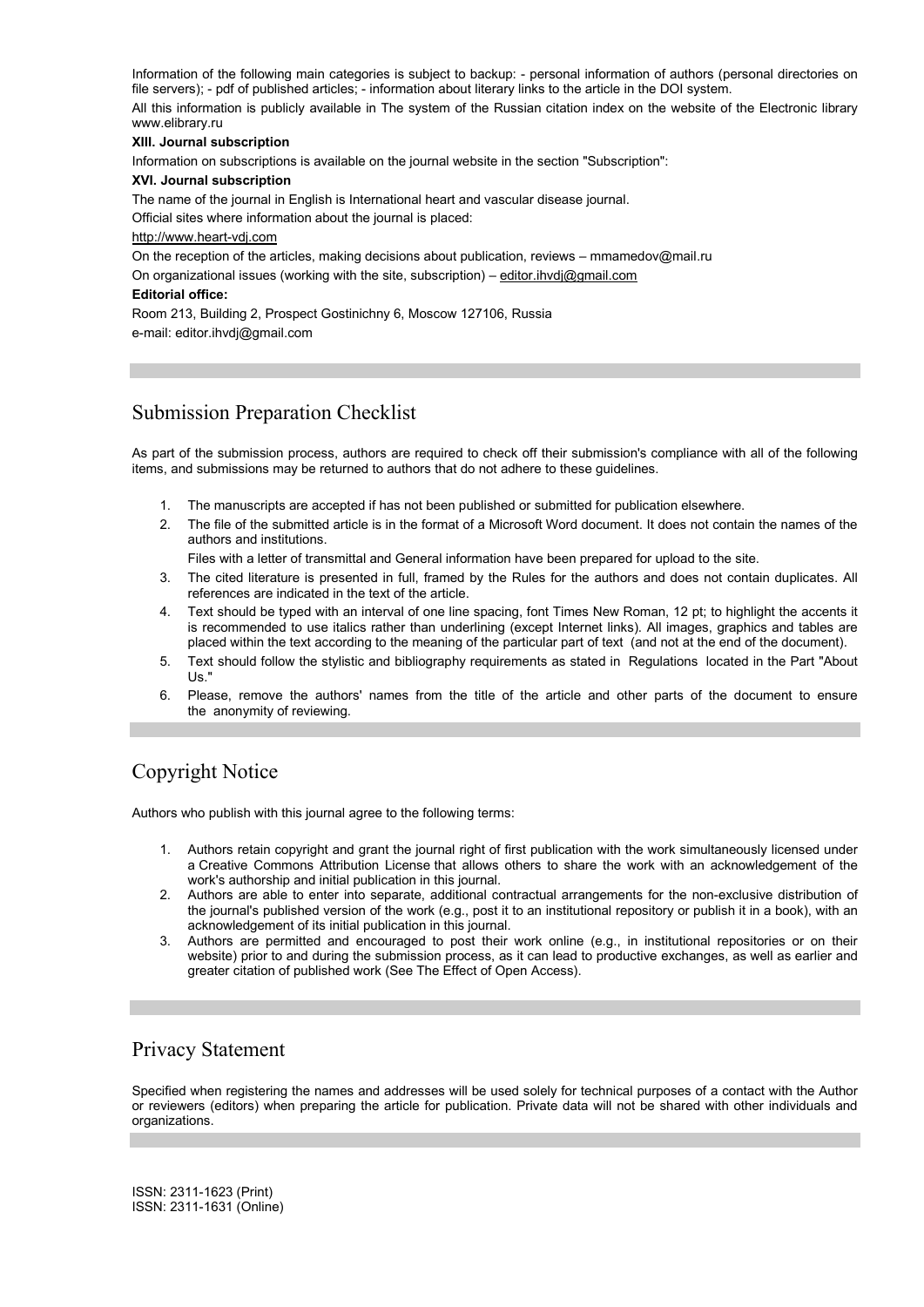Information of the following main categories is subject to backup: - personal information of authors (personal directories on file servers); - pdf of published articles; - information about literary links to the article in the DOI system.

All this information is publicly available in The system of the Russian citation index on the website of the Electronic library www.elibrary.ru

**XIII. Journal subscription**

Information on subscriptions is available on the journal website in the section "Subscription":

**XVI. Journal subscription**

The name of the journal in English is International heart and vascular disease journal.

Official sites where information about the journal is placed:

http://www.heart-vdj.com

On the reception of the articles, making decisions about publication, reviews – mmamedov@mail.ru

On organizational issues (working with the site, subscription) – editor.ihvdj@gmail.com

**Editorial office:**

Room 213, Building 2, Prospect Gostinichny 6, Moscow 127106, Russia

e-mail: editor.ihvdj@gmail.com

## Submission Preparation Checklist

As part of the submission process, authors are required to check off their submission's compliance with all of the following items, and submissions may be returned to authors that do not adhere to these guidelines.

1. The manuscripts are accepted if has not been published or submitted for publication elsewhere.
2. The file of the submitted article is in the format of a Microsoft Word document. It does not contain the names of the authors and institutions.

   Files with a letter of transmittal and General information have been prepared for upload to the site.
3. The cited literature is presented in full, framed by the Rules for the authors and does not contain duplicates. All references are indicated in the text of the article.
4. Text should be typed with an interval of one line spacing, font Times New Roman, 12 pt; to highlight the accents it is recommended to use italics rather than underlining (except Internet links). All images, graphics and tables are placed within the text according to the meaning of the particular part of text (and not at the end of the document).
5. Text should follow the stylistic and bibliography requirements as stated in Regulations located in the Part "About Us."
6. Please, remove the authors' names from the title of the article and other parts of the document to ensure the anonymity of reviewing.

## Copyright Notice

Authors who publish with this journal agree to the following terms:

1. Authors retain copyright and grant the journal right of first publication with the work simultaneously licensed under a Creative Commons Attribution License that allows others to share the work with an acknowledgement of the work's authorship and initial publication in this journal.
2. Authors are able to enter into separate, additional contractual arrangements for the non-exclusive distribution of the journal's published version of the work (e.g., post it to an institutional repository or publish it in a book), with an acknowledgement of its initial publication in this journal.
3. Authors are permitted and encouraged to post their work online (e.g., in institutional repositories or on their website) prior to and during the submission process, as it can lead to productive exchanges, as well as earlier and greater citation of published work (See The Effect of Open Access).

## Privacy Statement

Specified when registering the names and addresses will be used solely for technical purposes of a contact with the Author or reviewers (editors) when preparing the article for publication. Private data will not be shared with other individuals and organizations.

ISSN: 2311-1623 (Print)
ISSN: 2311-1631 (Online)